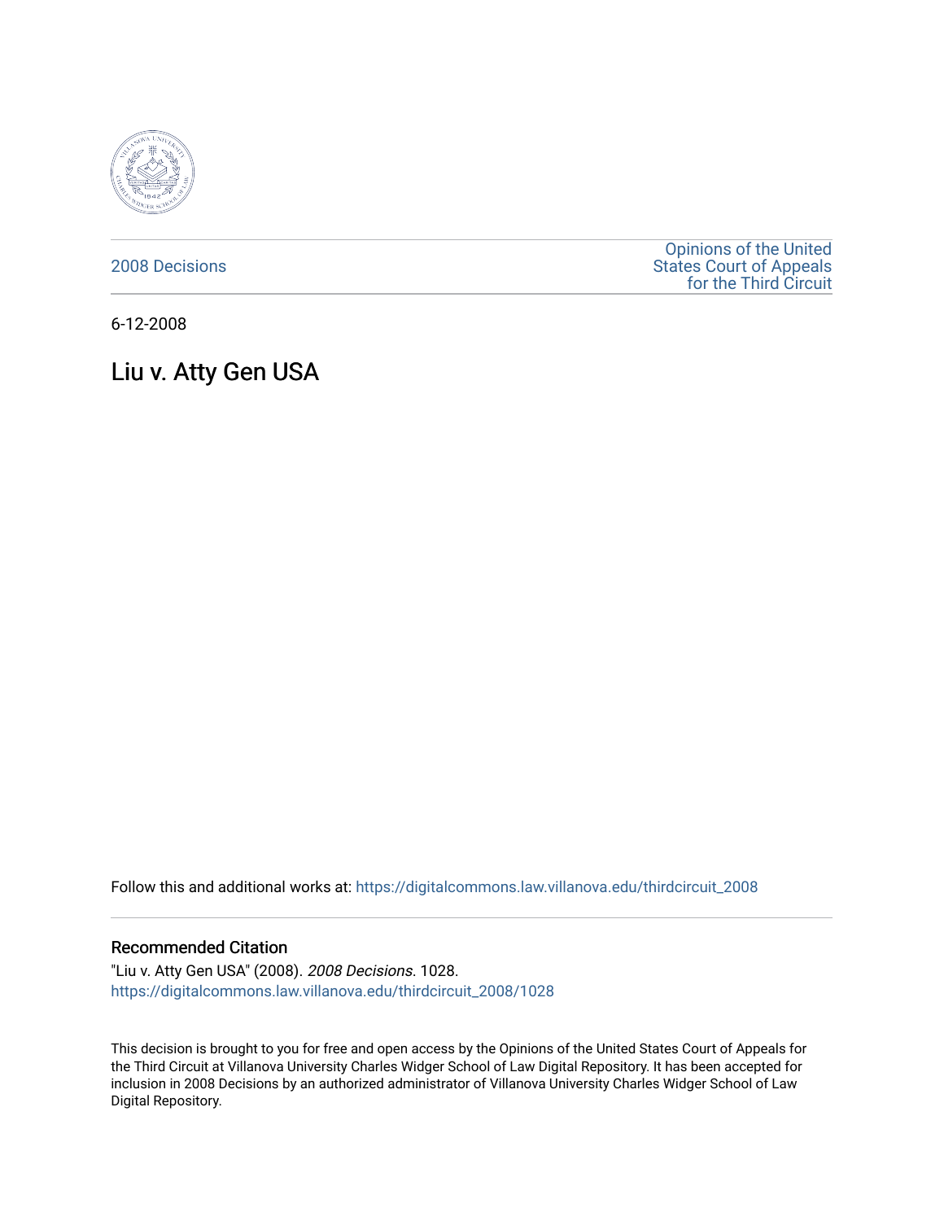2008 Decisions

Opinions of the United States Court of Appeals for the Third Circuit

6-12-2008

# Liu v. Atty Gen USA

Follow this and additional works at: https://digitalcommons.law.villanova.edu/thirdcircuit_2008

### Recommended Citation

"Liu v. Atty Gen USA" (2008). *2008 Decisions*. 1028.
https://digitalcommons.law.villanova.edu/thirdcircuit_2008/1028

This decision is brought to you for free and open access by the Opinions of the United States Court of Appeals for the Third Circuit at Villanova University Charles Widger School of Law Digital Repository. It has been accepted for inclusion in 2008 Decisions by an authorized administrator of Villanova University Charles Widger School of Law Digital Repository.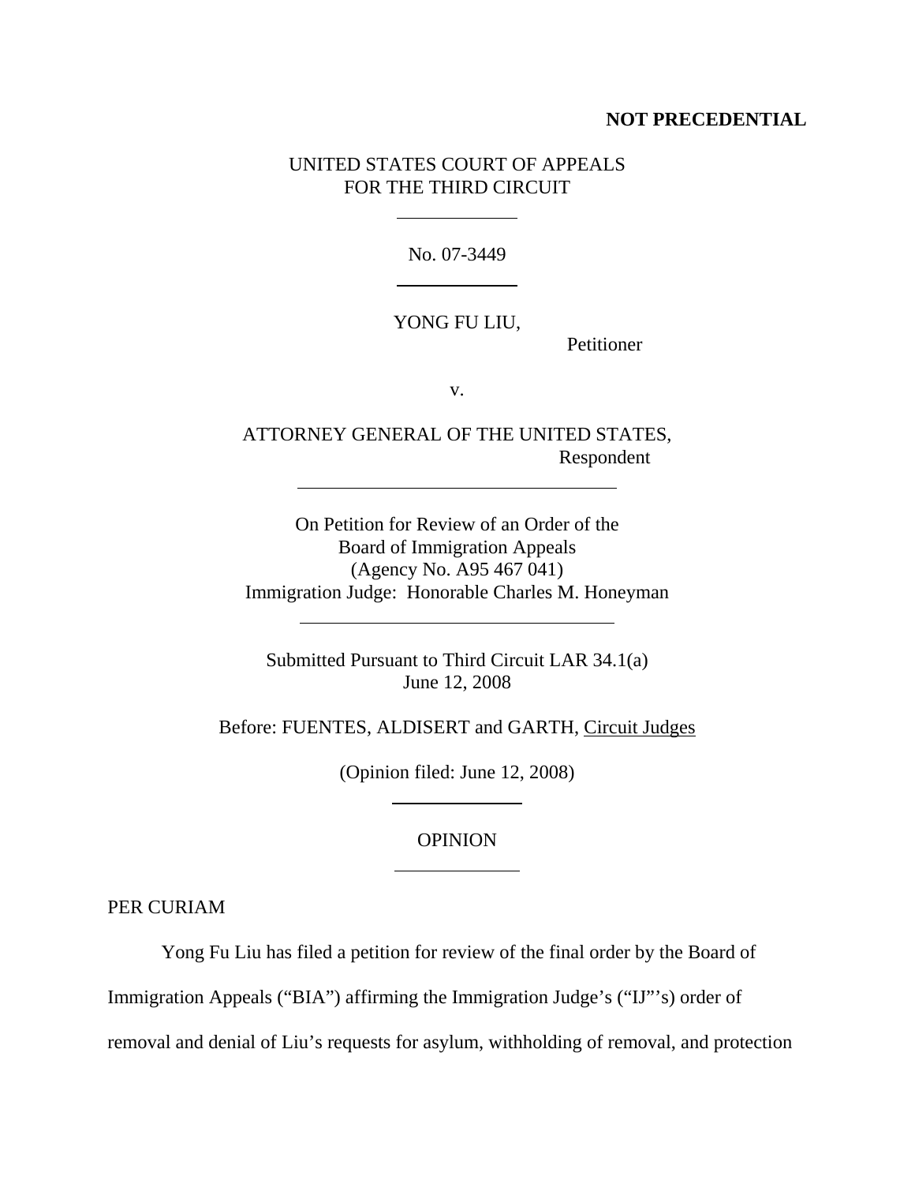**NOT PRECEDENTIAL**

UNITED STATES COURT OF APPEALS
FOR THE THIRD CIRCUIT

No. 07-3449

YONG FU LIU,

Petitioner

v.

ATTORNEY GENERAL OF THE UNITED STATES,

Respondent

On Petition for Review of an Order of the
Board of Immigration Appeals
(Agency No. A95 467 041)
Immigration Judge: Honorable Charles M. Honeyman

Submitted Pursuant to Third Circuit LAR 34.1(a)
June 12, 2008

Before: FUENTES, ALDISERT and GARTH, Circuit Judges

(Opinion filed: June 12, 2008)

OPINION

PER CURIAM

Yong Fu Liu has filed a petition for review of the final order by the Board of Immigration Appeals ("BIA") affirming the Immigration Judge's ("IJ"'s) order of removal and denial of Liu's requests for asylum, withholding of removal, and protection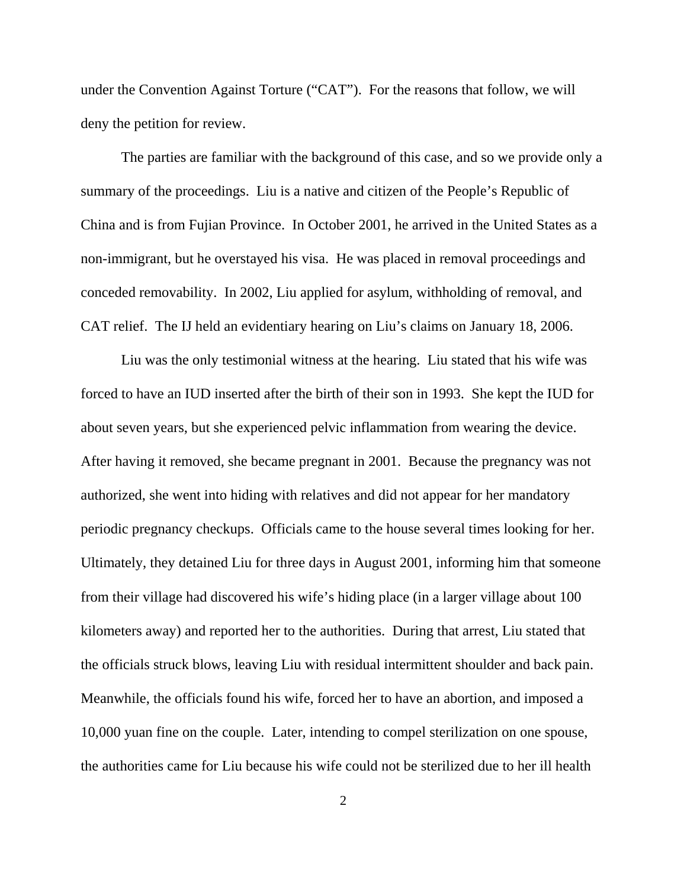under the Convention Against Torture ("CAT"). For the reasons that follow, we will deny the petition for review.

The parties are familiar with the background of this case, and so we provide only a summary of the proceedings. Liu is a native and citizen of the People's Republic of China and is from Fujian Province. In October 2001, he arrived in the United States as a non-immigrant, but he overstayed his visa. He was placed in removal proceedings and conceded removability. In 2002, Liu applied for asylum, withholding of removal, and CAT relief. The IJ held an evidentiary hearing on Liu's claims on January 18, 2006.

Liu was the only testimonial witness at the hearing. Liu stated that his wife was forced to have an IUD inserted after the birth of their son in 1993. She kept the IUD for about seven years, but she experienced pelvic inflammation from wearing the device. After having it removed, she became pregnant in 2001. Because the pregnancy was not authorized, she went into hiding with relatives and did not appear for her mandatory periodic pregnancy checkups. Officials came to the house several times looking for her. Ultimately, they detained Liu for three days in August 2001, informing him that someone from their village had discovered his wife's hiding place (in a larger village about 100 kilometers away) and reported her to the authorities. During that arrest, Liu stated that the officials struck blows, leaving Liu with residual intermittent shoulder and back pain. Meanwhile, the officials found his wife, forced her to have an abortion, and imposed a 10,000 yuan fine on the couple. Later, intending to compel sterilization on one spouse, the authorities came for Liu because his wife could not be sterilized due to her ill health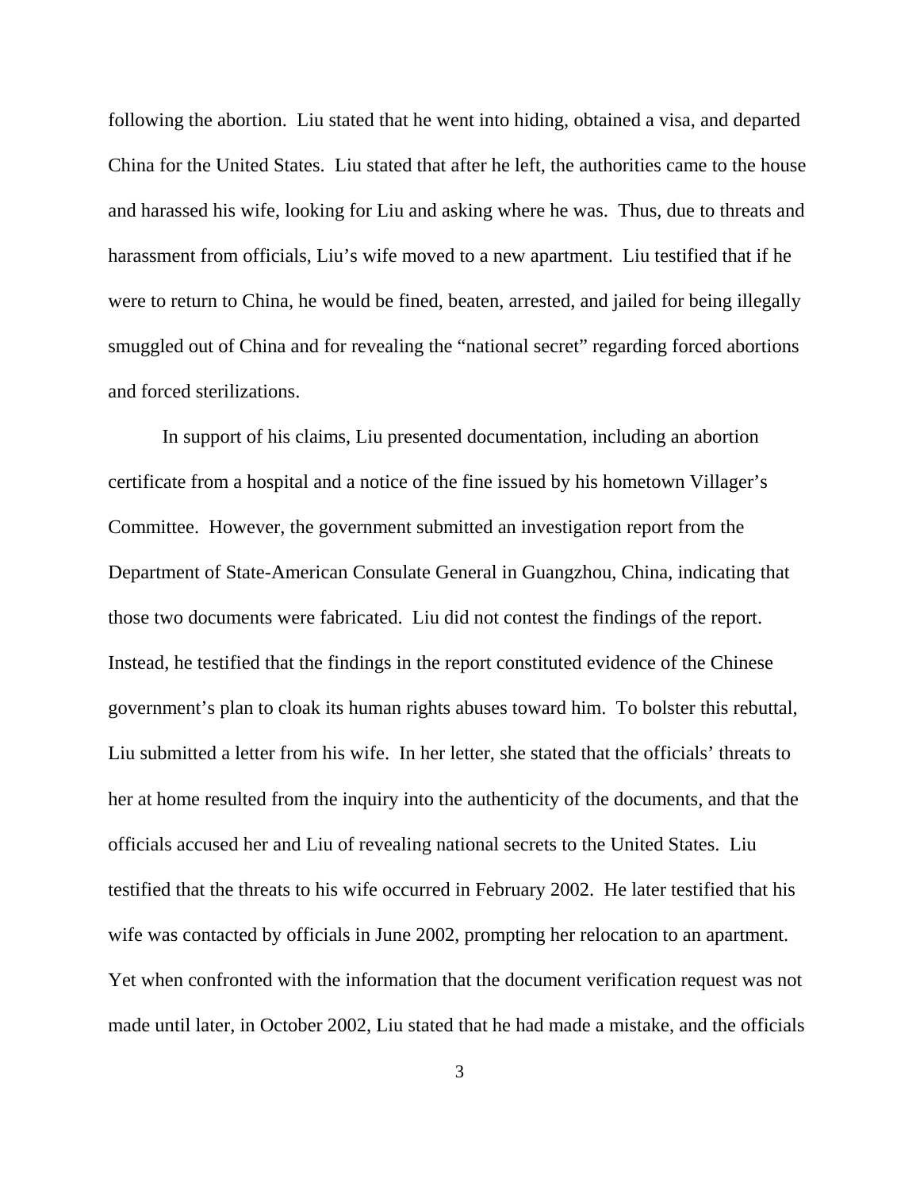following the abortion. Liu stated that he went into hiding, obtained a visa, and departed China for the United States. Liu stated that after he left, the authorities came to the house and harassed his wife, looking for Liu and asking where he was. Thus, due to threats and harassment from officials, Liu's wife moved to a new apartment. Liu testified that if he were to return to China, he would be fined, beaten, arrested, and jailed for being illegally smuggled out of China and for revealing the "national secret" regarding forced abortions and forced sterilizations.

In support of his claims, Liu presented documentation, including an abortion certificate from a hospital and a notice of the fine issued by his hometown Villager's Committee. However, the government submitted an investigation report from the Department of State-American Consulate General in Guangzhou, China, indicating that those two documents were fabricated. Liu did not contest the findings of the report. Instead, he testified that the findings in the report constituted evidence of the Chinese government's plan to cloak its human rights abuses toward him. To bolster this rebuttal, Liu submitted a letter from his wife. In her letter, she stated that the officials' threats to her at home resulted from the inquiry into the authenticity of the documents, and that the officials accused her and Liu of revealing national secrets to the United States. Liu testified that the threats to his wife occurred in February 2002. He later testified that his wife was contacted by officials in June 2002, prompting her relocation to an apartment. Yet when confronted with the information that the document verification request was not made until later, in October 2002, Liu stated that he had made a mistake, and the officials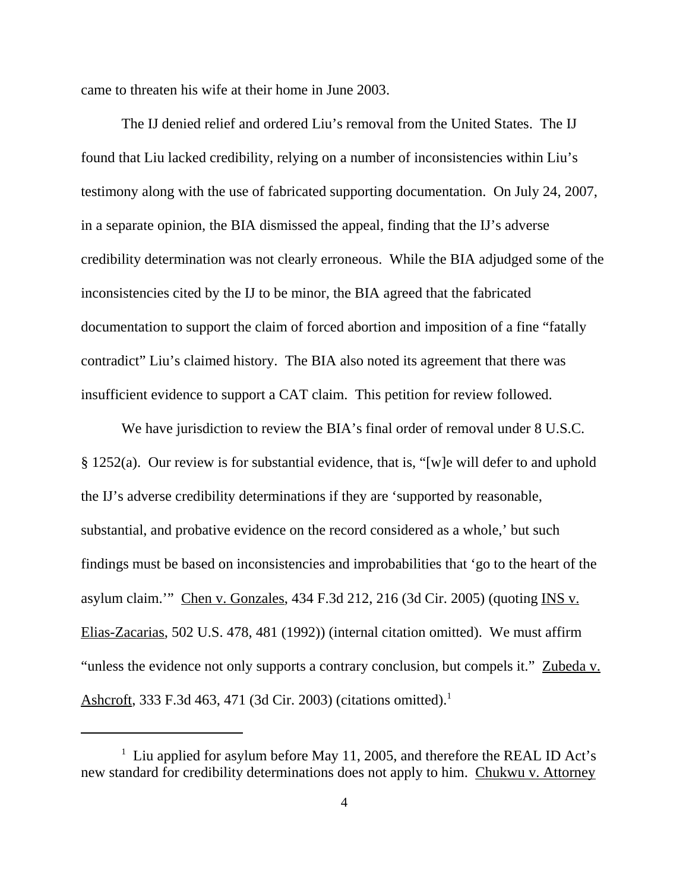came to threaten his wife at their home in June 2003.

The IJ denied relief and ordered Liu's removal from the United States. The IJ found that Liu lacked credibility, relying on a number of inconsistencies within Liu's testimony along with the use of fabricated supporting documentation. On July 24, 2007, in a separate opinion, the BIA dismissed the appeal, finding that the IJ's adverse credibility determination was not clearly erroneous. While the BIA adjudged some of the inconsistencies cited by the IJ to be minor, the BIA agreed that the fabricated documentation to support the claim of forced abortion and imposition of a fine "fatally contradict" Liu's claimed history. The BIA also noted its agreement that there was insufficient evidence to support a CAT claim. This petition for review followed.

We have jurisdiction to review the BIA's final order of removal under 8 U.S.C. § 1252(a). Our review is for substantial evidence, that is, "[w]e will defer to and uphold the IJ's adverse credibility determinations if they are 'supported by reasonable, substantial, and probative evidence on the record considered as a whole,' but such findings must be based on inconsistencies and improbabilities that 'go to the heart of the asylum claim.'" Chen v. Gonzales, 434 F.3d 212, 216 (3d Cir. 2005) (quoting INS v. Elias-Zacarias, 502 U.S. 478, 481 (1992)) (internal citation omitted). We must affirm "unless the evidence not only supports a contrary conclusion, but compels it." Zubeda v. Ashcroft, 333 F.3d 463, 471 (3d Cir. 2003) (citations omitted).[1]

---

[1] Liu applied for asylum before May 11, 2005, and therefore the REAL ID Act's new standard for credibility determinations does not apply to him. Chukwu v. Attorney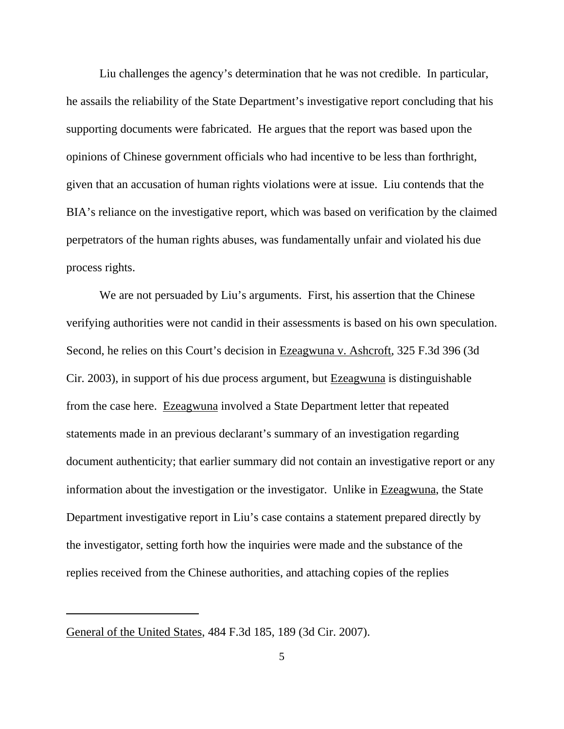Liu challenges the agency's determination that he was not credible. In particular, he assails the reliability of the State Department's investigative report concluding that his supporting documents were fabricated. He argues that the report was based upon the opinions of Chinese government officials who had incentive to be less than forthright, given that an accusation of human rights violations were at issue. Liu contends that the BIA's reliance on the investigative report, which was based on verification by the claimed perpetrators of the human rights abuses, was fundamentally unfair and violated his due process rights.

We are not persuaded by Liu's arguments. First, his assertion that the Chinese verifying authorities were not candid in their assessments is based on his own speculation. Second, he relies on this Court's decision in Ezeagwuna v. Ashcroft, 325 F.3d 396 (3d Cir. 2003), in support of his due process argument, but Ezeagwuna is distinguishable from the case here. Ezeagwuna involved a State Department letter that repeated statements made in an previous declarant's summary of an investigation regarding document authenticity; that earlier summary did not contain an investigative report or any information about the investigation or the investigator. Unlike in Ezeagwuna, the State Department investigative report in Liu's case contains a statement prepared directly by the investigator, setting forth how the inquiries were made and the substance of the replies received from the Chinese authorities, and attaching copies of the replies

---

General of the United States, 484 F.3d 185, 189 (3d Cir. 2007).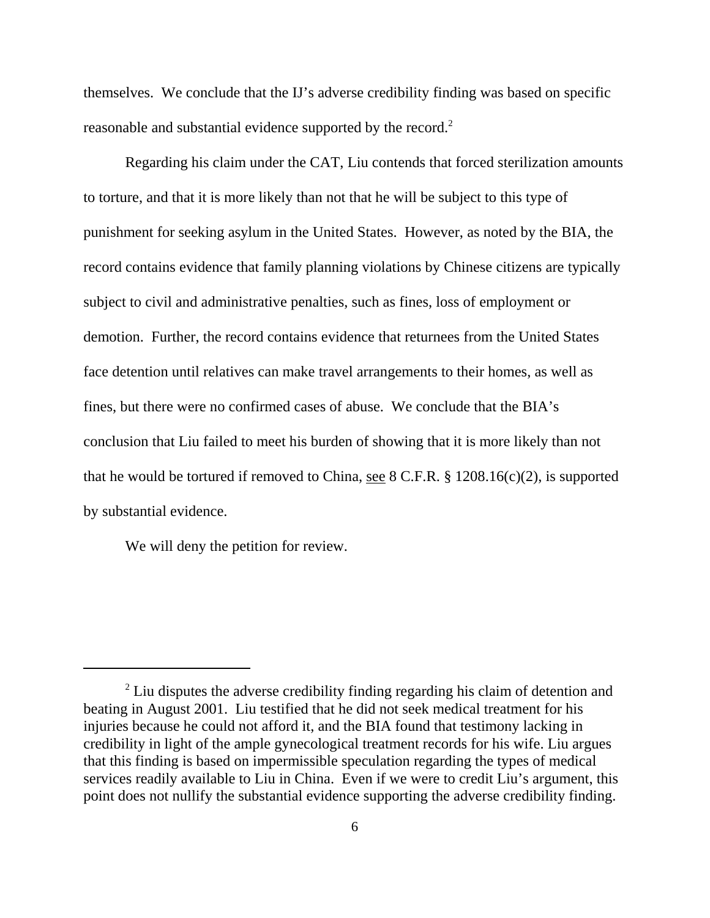themselves. We conclude that the IJ's adverse credibility finding was based on specific reasonable and substantial evidence supported by the record.[2]

Regarding his claim under the CAT, Liu contends that forced sterilization amounts to torture, and that it is more likely than not that he will be subject to this type of punishment for seeking asylum in the United States. However, as noted by the BIA, the record contains evidence that family planning violations by Chinese citizens are typically subject to civil and administrative penalties, such as fines, loss of employment or demotion. Further, the record contains evidence that returnees from the United States face detention until relatives can make travel arrangements to their homes, as well as fines, but there were no confirmed cases of abuse. We conclude that the BIA's conclusion that Liu failed to meet his burden of showing that it is more likely than not that he would be tortured if removed to China, see 8 C.F.R. § 1208.16(c)(2), is supported by substantial evidence.

We will deny the petition for review.

---

[2] Liu disputes the adverse credibility finding regarding his claim of detention and beating in August 2001. Liu testified that he did not seek medical treatment for his injuries because he could not afford it, and the BIA found that testimony lacking in credibility in light of the ample gynecological treatment records for his wife. Liu argues that this finding is based on impermissible speculation regarding the types of medical services readily available to Liu in China. Even if we were to credit Liu's argument, this point does not nullify the substantial evidence supporting the adverse credibility finding.